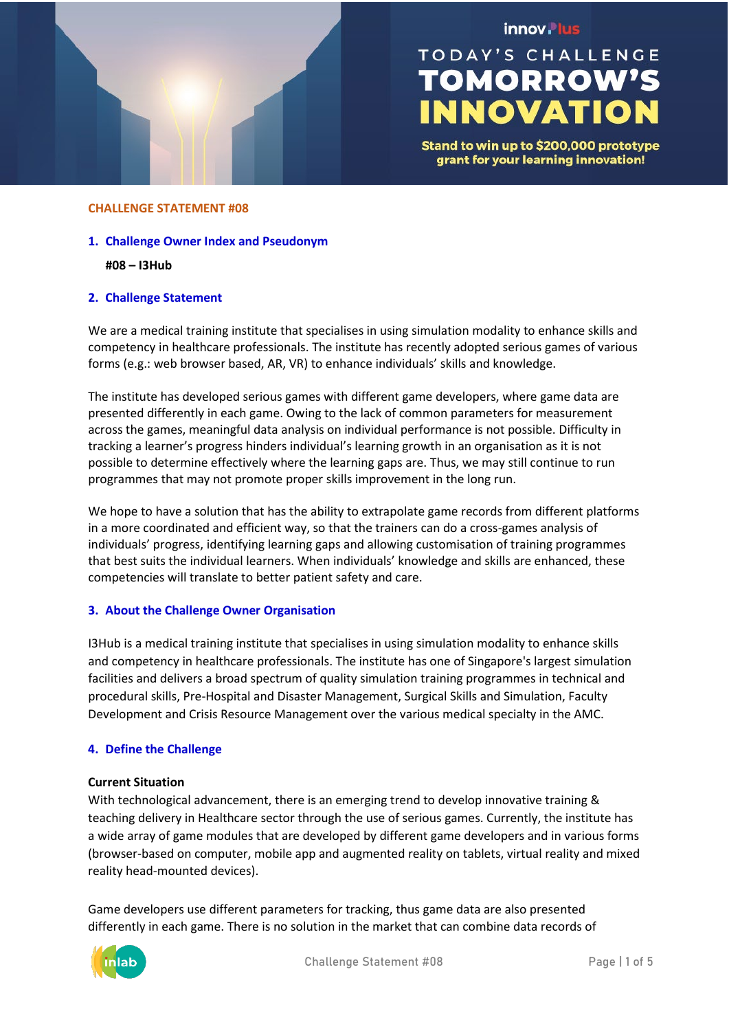innov Plus

TODAY'S CHALLENGE
# TOMORROW'S INNOVATION

**Stand to win up to $200,000 prototype grant for your learning innovation!**

**CHALLENGE STATEMENT #08**

## 1. Challenge Owner Index and Pseudonym

**#08 – I3Hub**

## 2. Challenge Statement

We are a medical training institute that specialises in using simulation modality to enhance skills and competency in healthcare professionals. The institute has recently adopted serious games of various forms (e.g.: web browser based, AR, VR) to enhance individuals' skills and knowledge.

The institute has developed serious games with different game developers, where game data are presented differently in each game. Owing to the lack of common parameters for measurement across the games, meaningful data analysis on individual performance is not possible. Difficulty in tracking a learner's progress hinders individual's learning growth in an organisation as it is not possible to determine effectively where the learning gaps are. Thus, we may still continue to run programmes that may not promote proper skills improvement in the long run.

We hope to have a solution that has the ability to extrapolate game records from different platforms in a more coordinated and efficient way, so that the trainers can do a cross-games analysis of individuals' progress, identifying learning gaps and allowing customisation of training programmes that best suits the individual learners. When individuals' knowledge and skills are enhanced, these competencies will translate to better patient safety and care.

## 3. About the Challenge Owner Organisation

I3Hub is a medical training institute that specialises in using simulation modality to enhance skills and competency in healthcare professionals. The institute has one of Singapore's largest simulation facilities and delivers a broad spectrum of quality simulation training programmes in technical and procedural skills, Pre-Hospital and Disaster Management, Surgical Skills and Simulation, Faculty Development and Crisis Resource Management over the various medical specialty in the AMC.

## 4. Define the Challenge

**Current Situation**

With technological advancement, there is an emerging trend to develop innovative training & teaching delivery in Healthcare sector through the use of serious games. Currently, the institute has a wide array of game modules that are developed by different game developers and in various forms (browser-based on computer, mobile app and augmented reality on tablets, virtual reality and mixed reality head-mounted devices).

Game developers use different parameters for tracking, thus game data are also presented differently in each game. There is no solution in the market that can combine data records of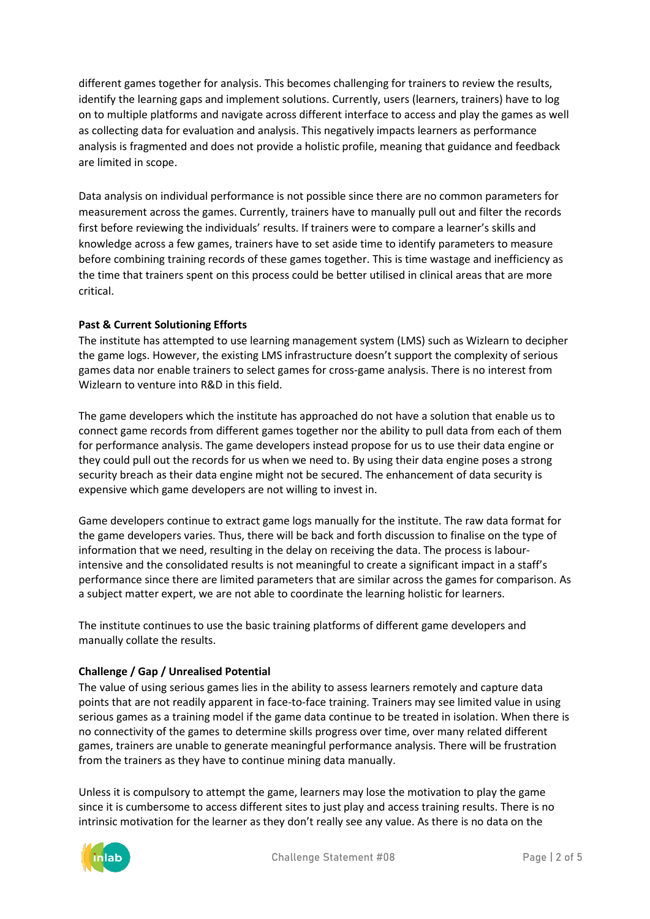different games together for analysis. This becomes challenging for trainers to review the results, identify the learning gaps and implement solutions. Currently, users (learners, trainers) have to log on to multiple platforms and navigate across different interface to access and play the games as well as collecting data for evaluation and analysis. This negatively impacts learners as performance analysis is fragmented and does not provide a holistic profile, meaning that guidance and feedback are limited in scope.

Data analysis on individual performance is not possible since there are no common parameters for measurement across the games. Currently, trainers have to manually pull out and filter the records first before reviewing the individuals' results. If trainers were to compare a learner's skills and knowledge across a few games, trainers have to set aside time to identify parameters to measure before combining training records of these games together. This is time wastage and inefficiency as the time that trainers spent on this process could be better utilised in clinical areas that are more critical.

**Past & Current Solutioning Efforts**

The institute has attempted to use learning management system (LMS) such as Wizlearn to decipher the game logs. However, the existing LMS infrastructure doesn't support the complexity of serious games data nor enable trainers to select games for cross-game analysis. There is no interest from Wizlearn to venture into R&D in this field.

The game developers which the institute has approached do not have a solution that enable us to connect game records from different games together nor the ability to pull data from each of them for performance analysis. The game developers instead propose for us to use their data engine or they could pull out the records for us when we need to. By using their data engine poses a strong security breach as their data engine might not be secured. The enhancement of data security is expensive which game developers are not willing to invest in.

Game developers continue to extract game logs manually for the institute. The raw data format for the game developers varies. Thus, there will be back and forth discussion to finalise on the type of information that we need, resulting in the delay on receiving the data. The process is labour-intensive and the consolidated results is not meaningful to create a significant impact in a staff's performance since there are limited parameters that are similar across the games for comparison. As a subject matter expert, we are not able to coordinate the learning holistic for learners.

The institute continues to use the basic training platforms of different game developers and manually collate the results.

**Challenge / Gap / Unrealised Potential**

The value of using serious games lies in the ability to assess learners remotely and capture data points that are not readily apparent in face-to-face training. Trainers may see limited value in using serious games as a training model if the game data continue to be treated in isolation. When there is no connectivity of the games to determine skills progress over time, over many related different games, trainers are unable to generate meaningful performance analysis. There will be frustration from the trainers as they have to continue mining data manually.

Unless it is compulsory to attempt the game, learners may lose the motivation to play the game since it is cumbersome to access different sites to just play and access training results. There is no intrinsic motivation for the learner as they don't really see any value. As there is no data on the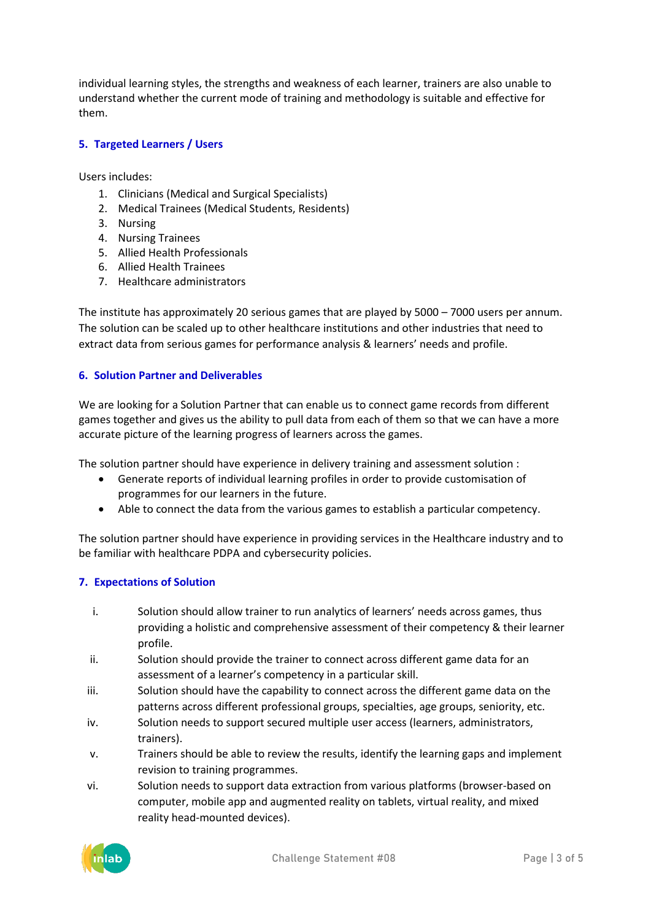individual learning styles, the strengths and weakness of each learner, trainers are also unable to understand whether the current mode of training and methodology is suitable and effective for them.

## 5. Targeted Learners / Users

Users includes:

1. Clinicians (Medical and Surgical Specialists)
2. Medical Trainees (Medical Students, Residents)
3. Nursing
4. Nursing Trainees
5. Allied Health Professionals
6. Allied Health Trainees
7. Healthcare administrators

The institute has approximately 20 serious games that are played by 5000 – 7000 users per annum. The solution can be scaled up to other healthcare institutions and other industries that need to extract data from serious games for performance analysis & learners' needs and profile.

## 6. Solution Partner and Deliverables

We are looking for a Solution Partner that can enable us to connect game records from different games together and gives us the ability to pull data from each of them so that we can have a more accurate picture of the learning progress of learners across the games.

The solution partner should have experience in delivery training and assessment solution :

- Generate reports of individual learning profiles in order to provide customisation of programmes for our learners in the future.
- Able to connect the data from the various games to establish a particular competency.

The solution partner should have experience in providing services in the Healthcare industry and to be familiar with healthcare PDPA and cybersecurity policies.

## 7. Expectations of Solution

i. Solution should allow trainer to run analytics of learners' needs across games, thus providing a holistic and comprehensive assessment of their competency & their learner profile.

ii. Solution should provide the trainer to connect across different game data for an assessment of a learner's competency in a particular skill.

iii. Solution should have the capability to connect across the different game data on the patterns across different professional groups, specialties, age groups, seniority, etc.

iv. Solution needs to support secured multiple user access (learners, administrators, trainers).

v. Trainers should be able to review the results, identify the learning gaps and implement revision to training programmes.

vi. Solution needs to support data extraction from various platforms (browser-based on computer, mobile app and augmented reality on tablets, virtual reality, and mixed reality head-mounted devices).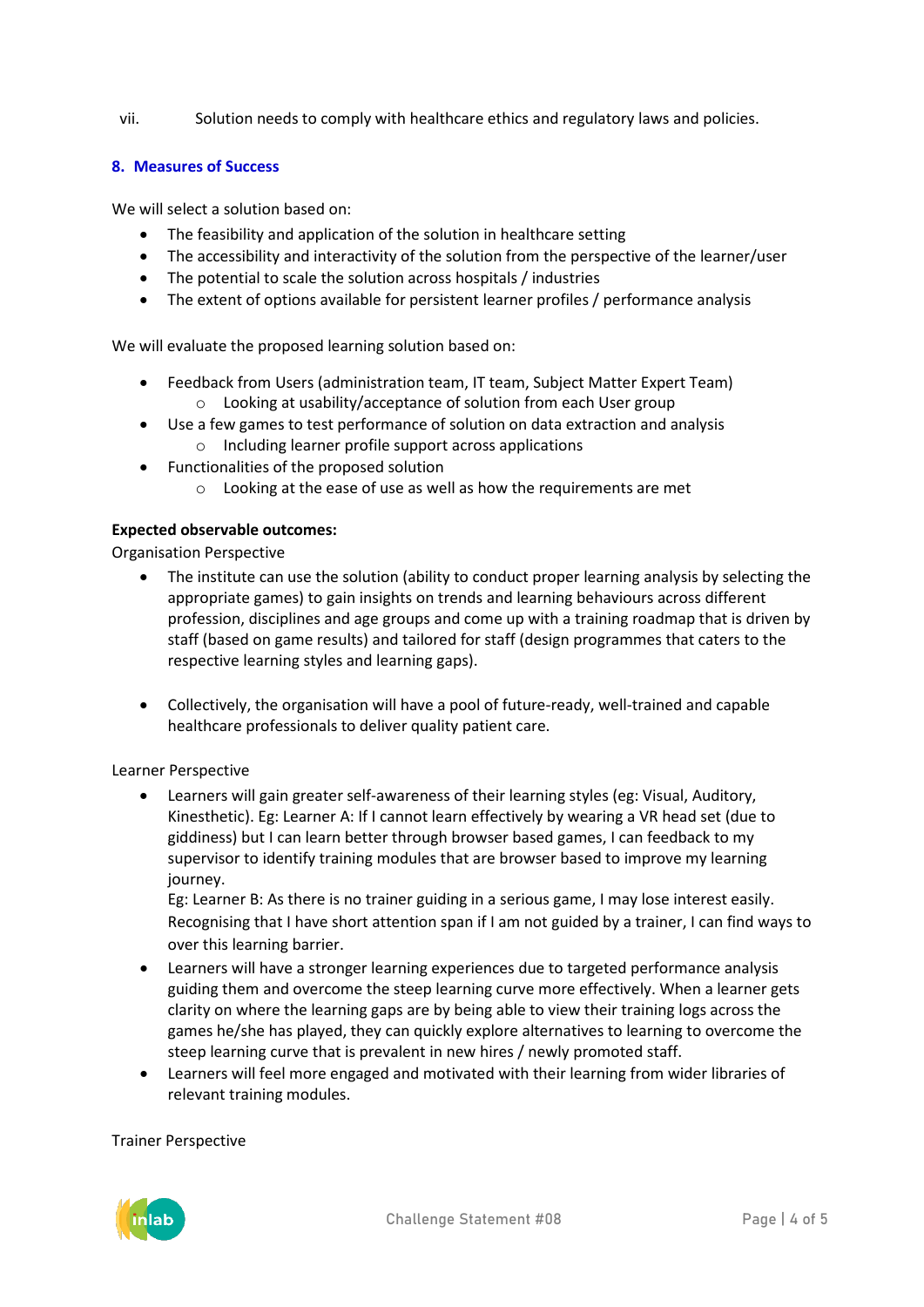vii. Solution needs to comply with healthcare ethics and regulatory laws and policies.

## 8. Measures of Success

We will select a solution based on:

- The feasibility and application of the solution in healthcare setting
- The accessibility and interactivity of the solution from the perspective of the learner/user
- The potential to scale the solution across hospitals / industries
- The extent of options available for persistent learner profiles / performance analysis

We will evaluate the proposed learning solution based on:

- Feedback from Users (administration team, IT team, Subject Matter Expert Team)
  - Looking at usability/acceptance of solution from each User group
- Use a few games to test performance of solution on data extraction and analysis
  - Including learner profile support across applications
- Functionalities of the proposed solution
  - Looking at the ease of use as well as how the requirements are met

**Expected observable outcomes:**

Organisation Perspective

- The institute can use the solution (ability to conduct proper learning analysis by selecting the appropriate games) to gain insights on trends and learning behaviours across different profession, disciplines and age groups and come up with a training roadmap that is driven by staff (based on game results) and tailored for staff (design programmes that caters to the respective learning styles and learning gaps).

- Collectively, the organisation will have a pool of future-ready, well-trained and capable healthcare professionals to deliver quality patient care.

Learner Perspective

- Learners will gain greater self-awareness of their learning styles (eg: Visual, Auditory, Kinesthetic). Eg: Learner A: If I cannot learn effectively by wearing a VR head set (due to giddiness) but I can learn better through browser based games, I can feedback to my supervisor to identify training modules that are browser based to improve my learning journey.
  Eg: Learner B: As there is no trainer guiding in a serious game, I may lose interest easily. Recognising that I have short attention span if I am not guided by a trainer, I can find ways to over this learning barrier.
- Learners will have a stronger learning experiences due to targeted performance analysis guiding them and overcome the steep learning curve more effectively. When a learner gets clarity on where the learning gaps are by being able to view their training logs across the games he/she has played, they can quickly explore alternatives to learning to overcome the steep learning curve that is prevalent in new hires / newly promoted staff.
- Learners will feel more engaged and motivated with their learning from wider libraries of relevant training modules.

Trainer Perspective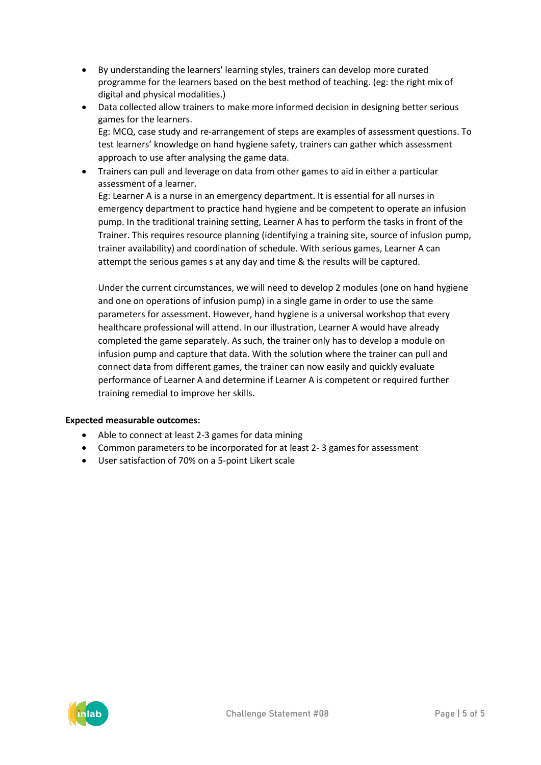- By understanding the learners' learning styles, trainers can develop more curated programme for the learners based on the best method of teaching. (eg: the right mix of digital and physical modalities.)
- Data collected allow trainers to make more informed decision in designing better serious games for the learners.
  Eg: MCQ, case study and re-arrangement of steps are examples of assessment questions. To test learners' knowledge on hand hygiene safety, trainers can gather which assessment approach to use after analysing the game data.
- Trainers can pull and leverage on data from other games to aid in either a particular assessment of a learner.
  Eg: Learner A is a nurse in an emergency department. It is essential for all nurses in emergency department to practice hand hygiene and be competent to operate an infusion pump. In the traditional training setting, Learner A has to perform the tasks in front of the Trainer. This requires resource planning (identifying a training site, source of infusion pump, trainer availability) and coordination of schedule. With serious games, Learner A can attempt the serious games s at any day and time & the results will be captured.

  Under the current circumstances, we will need to develop 2 modules (one on hand hygiene and one on operations of infusion pump) in a single game in order to use the same parameters for assessment. However, hand hygiene is a universal workshop that every healthcare professional will attend. In our illustration, Learner A would have already completed the game separately. As such, the trainer only has to develop a module on infusion pump and capture that data. With the solution where the trainer can pull and connect data from different games, the trainer can now easily and quickly evaluate performance of Learner A and determine if Learner A is competent or required further training remedial to improve her skills.

**Expected measurable outcomes:**

- Able to connect at least 2-3 games for data mining
- Common parameters to be incorporated for at least 2- 3 games for assessment
- User satisfaction of 70% on a 5-point Likert scale